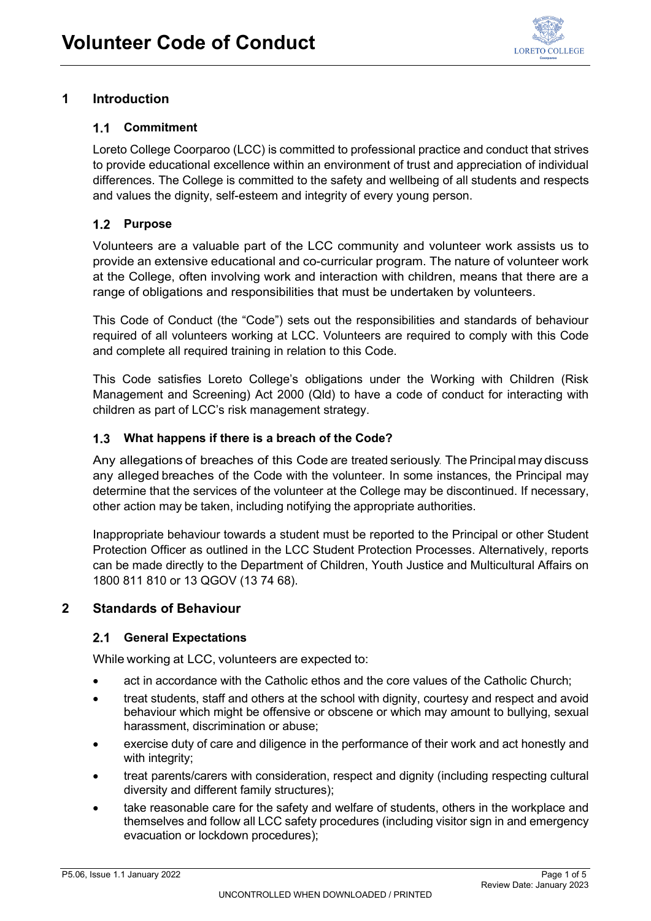# Volunteer Code of Conduct

## 1 Introduction

### 1.1 Commitment

Loreto College Coorparoo (LCC) is committed to professional practice and conduct that strives to provide educational excellence within an environment of trust and appreciation of individual differences. The College is committed to the safety and wellbeing of all students and respects and values the dignity, self-esteem and integrity of every young person.

### 1.2 Purpose

Volunteers are a valuable part of the LCC community and volunteer work assists us to provide an extensive educational and co-curricular program. The nature of volunteer work at the College, often involving work and interaction with children, means that there are a range of obligations and responsibilities that must be undertaken by volunteers.

This Code of Conduct (the "Code") sets out the responsibilities and standards of behaviour required of all volunteers working at LCC. Volunteers are required to comply with this Code and complete all required training in relation to this Code.

This Code satisfies Loreto College's obligations under the Working with Children (Risk Management and Screening) Act 2000 (Qld) to have a code of conduct for interacting with children as part of LCC's risk management strategy.

### 1.3 What happens if there is a breach of the Code?

Any allegations of breaches of this Code are treated seriously. The Principal may discuss any alleged breaches of the Code with the volunteer. In some instances, the Principal may determine that the services of the volunteer at the College may be discontinued. If necessary, other action may be taken, including notifying the appropriate authorities.

Inappropriate behaviour towards a student must be reported to the Principal or other Student Protection Officer as outlined in the LCC Student Protection Processes. Alternatively, reports can be made directly to the Department of Children, Youth Justice and Multicultural Affairs on 1800 811 810 or 13 QGOV (13 74 68).

## 2 Standards of Behaviour

### 2.1 General Expectations

While working at LCC, volunteers are expected to:

- act in accordance with the Catholic ethos and the core values of the Catholic Church;
- treat students, staff and others at the school with dignity, courtesy and respect and avoid behaviour which might be offensive or obscene or which may amount to bullying, sexual harassment, discrimination or abuse;
- exercise duty of care and diligence in the performance of their work and act honestly and with integrity;
- treat parents/carers with consideration, respect and dignity (including respecting cultural diversity and different family structures);
- take reasonable care for the safety and welfare of students, others in the workplace and themselves and follow all LCC safety procedures (including visitor sign in and emergency evacuation or lockdown procedures);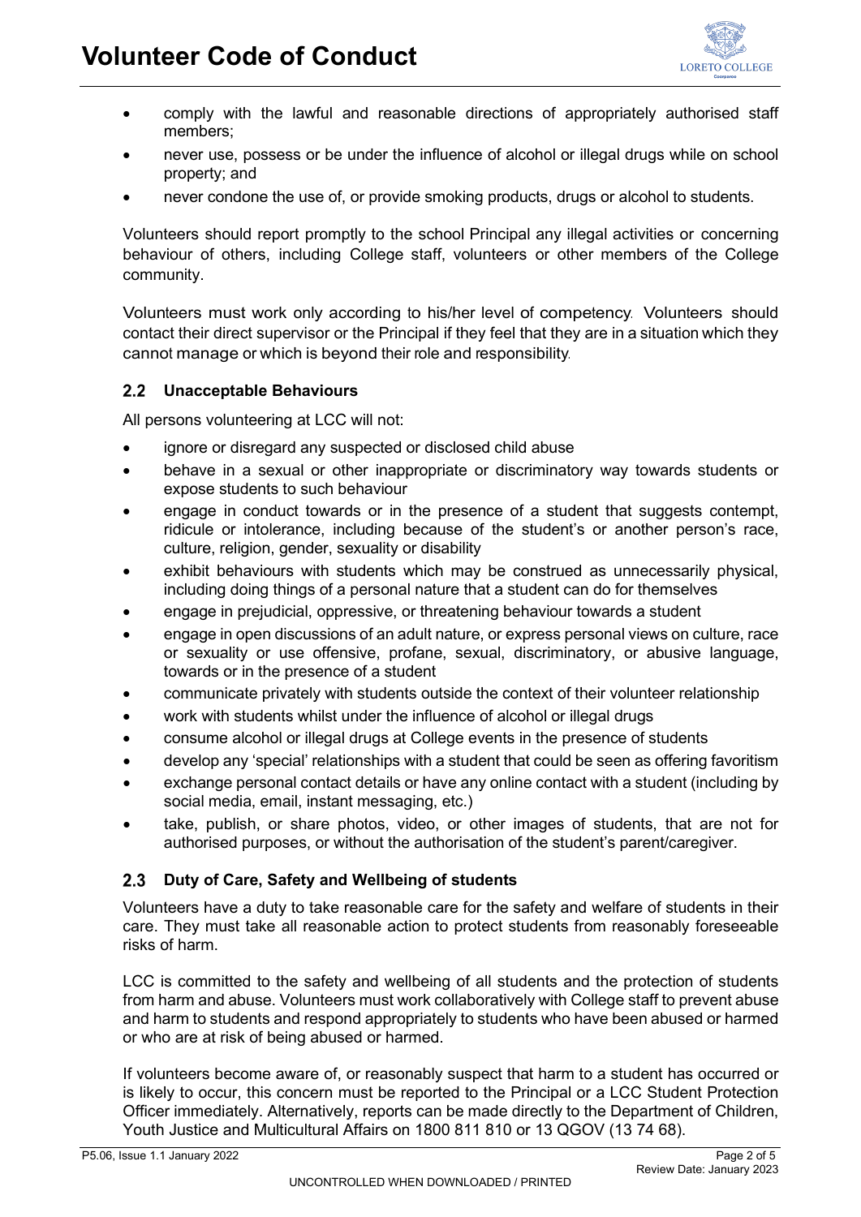- comply with the lawful and reasonable directions of appropriately authorised staff members;
- never use, possess or be under the influence of alcohol or illegal drugs while on school property; and
- never condone the use of, or provide smoking products, drugs or alcohol to students.

Volunteers should report promptly to the school Principal any illegal activities or concerning behaviour of others, including College staff, volunteers or other members of the College community.

Volunteers must work only according to his/her level of competency. Volunteers should contact their direct supervisor or the Principal if they feel that they are in a situation which they cannot manage or which is beyond their role and responsibility.

### 2.2 Unacceptable Behaviours

All persons volunteering at LCC will not:

- ignore or disregard any suspected or disclosed child abuse
- behave in a sexual or other inappropriate or discriminatory way towards students or expose students to such behaviour
- engage in conduct towards or in the presence of a student that suggests contempt, ridicule or intolerance, including because of the student's or another person's race, culture, religion, gender, sexuality or disability
- exhibit behaviours with students which may be construed as unnecessarily physical, including doing things of a personal nature that a student can do for themselves
- engage in prejudicial, oppressive, or threatening behaviour towards a student
- engage in open discussions of an adult nature, or express personal views on culture, race or sexuality or use offensive, profane, sexual, discriminatory, or abusive language, towards or in the presence of a student
- communicate privately with students outside the context of their volunteer relationship
- work with students whilst under the influence of alcohol or illegal drugs
- consume alcohol or illegal drugs at College events in the presence of students
- develop any 'special' relationships with a student that could be seen as offering favoritism
- exchange personal contact details or have any online contact with a student (including by social media, email, instant messaging, etc.)
- take, publish, or share photos, video, or other images of students, that are not for authorised purposes, or without the authorisation of the student's parent/caregiver.

### 2.3 Duty of Care, Safety and Wellbeing of students

Volunteers have a duty to take reasonable care for the safety and welfare of students in their care. They must take all reasonable action to protect students from reasonably foreseeable risks of harm.

LCC is committed to the safety and wellbeing of all students and the protection of students from harm and abuse. Volunteers must work collaboratively with College staff to prevent abuse and harm to students and respond appropriately to students who have been abused or harmed or who are at risk of being abused or harmed.

If volunteers become aware of, or reasonably suspect that harm to a student has occurred or is likely to occur, this concern must be reported to the Principal or a LCC Student Protection Officer immediately. Alternatively, reports can be made directly to the Department of Children, Youth Justice and Multicultural Affairs on 1800 811 810 or 13 QGOV (13 74 68).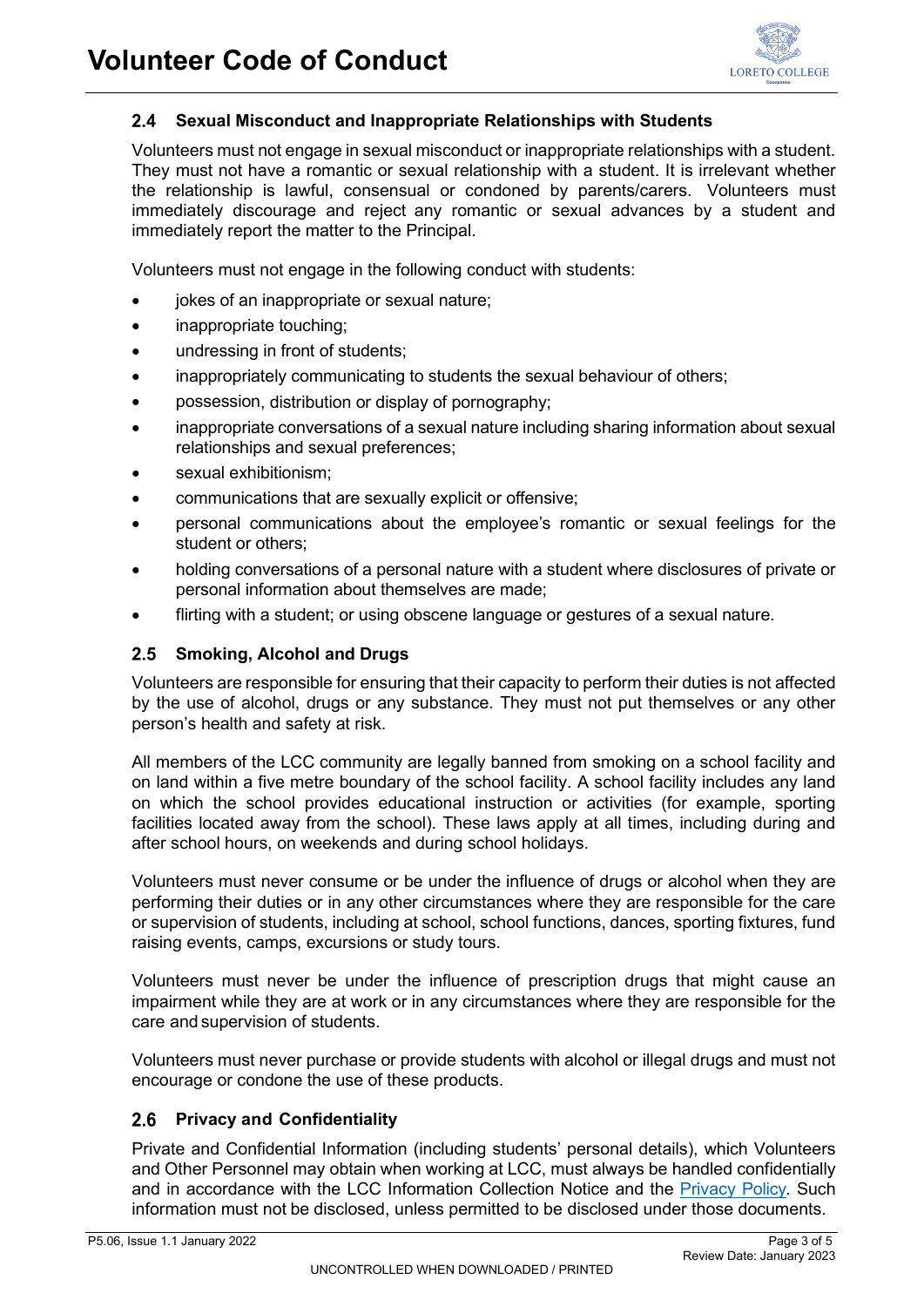### 2.4 Sexual Misconduct and Inappropriate Relationships with Students

Volunteers must not engage in sexual misconduct or inappropriate relationships with a student. They must not have a romantic or sexual relationship with a student. It is irrelevant whether the relationship is lawful, consensual or condoned by parents/carers. Volunteers must immediately discourage and reject any romantic or sexual advances by a student and immediately report the matter to the Principal.

Volunteers must not engage in the following conduct with students:

- jokes of an inappropriate or sexual nature;
- inappropriate touching;
- undressing in front of students;
- inappropriately communicating to students the sexual behaviour of others;
- possession, distribution or display of pornography;
- inappropriate conversations of a sexual nature including sharing information about sexual relationships and sexual preferences;
- sexual exhibitionism;
- communications that are sexually explicit or offensive;
- personal communications about the employee's romantic or sexual feelings for the student or others;
- holding conversations of a personal nature with a student where disclosures of private or personal information about themselves are made;
- flirting with a student; or using obscene language or gestures of a sexual nature.

### 2.5 Smoking, Alcohol and Drugs

Volunteers are responsible for ensuring that their capacity to perform their duties is not affected by the use of alcohol, drugs or any substance. They must not put themselves or any other person's health and safety at risk.

All members of the LCC community are legally banned from smoking on a school facility and on land within a five metre boundary of the school facility. A school facility includes any land on which the school provides educational instruction or activities (for example, sporting facilities located away from the school). These laws apply at all times, including during and after school hours, on weekends and during school holidays.

Volunteers must never consume or be under the influence of drugs or alcohol when they are performing their duties or in any other circumstances where they are responsible for the care or supervision of students, including at school, school functions, dances, sporting fixtures, fund raising events, camps, excursions or study tours.

Volunteers must never be under the influence of prescription drugs that might cause an impairment while they are at work or in any circumstances where they are responsible for the care and supervision of students.

Volunteers must never purchase or provide students with alcohol or illegal drugs and must not encourage or condone the use of these products.

### 2.6 Privacy and Confidentiality

Private and Confidential Information (including students' personal details), which Volunteers and Other Personnel may obtain when working at LCC, must always be handled confidentially and in accordance with the LCC Information Collection Notice and the Privacy Policy. Such information must not be disclosed, unless permitted to be disclosed under those documents.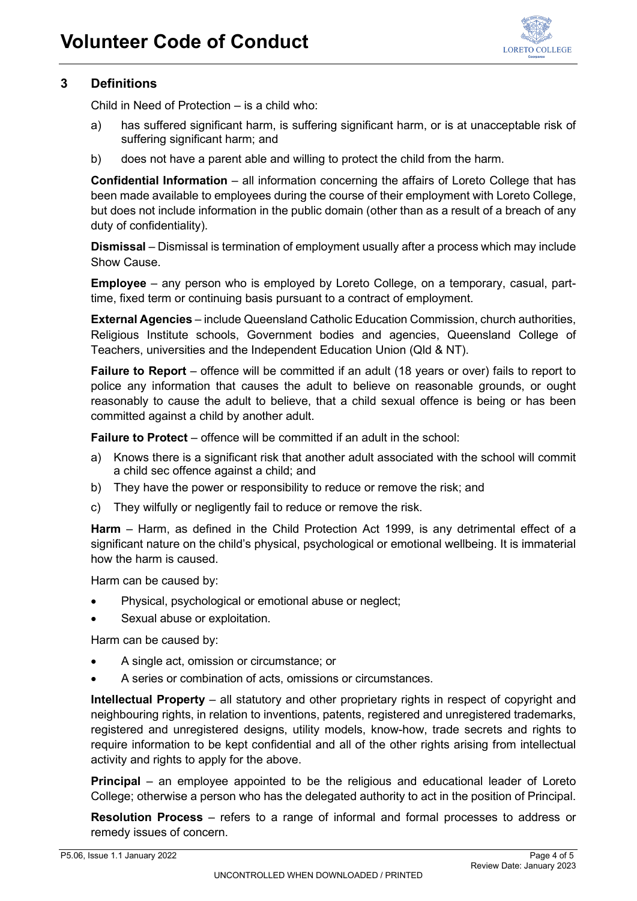## 3 Definitions

Child in Need of Protection – is a child who:

a) has suffered significant harm, is suffering significant harm, or is at unacceptable risk of suffering significant harm; and

b) does not have a parent able and willing to protect the child from the harm.

**Confidential Information** – all information concerning the affairs of Loreto College that has been made available to employees during the course of their employment with Loreto College, but does not include information in the public domain (other than as a result of a breach of any duty of confidentiality).

**Dismissal** – Dismissal is termination of employment usually after a process which may include Show Cause.

**Employee** – any person who is employed by Loreto College, on a temporary, casual, part-time, fixed term or continuing basis pursuant to a contract of employment.

**External Agencies** – include Queensland Catholic Education Commission, church authorities, Religious Institute schools, Government bodies and agencies, Queensland College of Teachers, universities and the Independent Education Union (Qld & NT).

**Failure to Report** – offence will be committed if an adult (18 years or over) fails to report to police any information that causes the adult to believe on reasonable grounds, or ought reasonably to cause the adult to believe, that a child sexual offence is being or has been committed against a child by another adult.

**Failure to Protect** – offence will be committed if an adult in the school:

a) Knows there is a significant risk that another adult associated with the school will commit a child sec offence against a child; and
b) They have the power or responsibility to reduce or remove the risk; and
c) They wilfully or negligently fail to reduce or remove the risk.

**Harm** – Harm, as defined in the Child Protection Act 1999, is any detrimental effect of a significant nature on the child's physical, psychological or emotional wellbeing. It is immaterial how the harm is caused.

Harm can be caused by:

- Physical, psychological or emotional abuse or neglect;
- Sexual abuse or exploitation.

Harm can be caused by:

- A single act, omission or circumstance; or
- A series or combination of acts, omissions or circumstances.

**Intellectual Property** – all statutory and other proprietary rights in respect of copyright and neighbouring rights, in relation to inventions, patents, registered and unregistered trademarks, registered and unregistered designs, utility models, know-how, trade secrets and rights to require information to be kept confidential and all of the other rights arising from intellectual activity and rights to apply for the above.

**Principal** – an employee appointed to be the religious and educational leader of Loreto College; otherwise a person who has the delegated authority to act in the position of Principal.

**Resolution Process** – refers to a range of informal and formal processes to address or remedy issues of concern.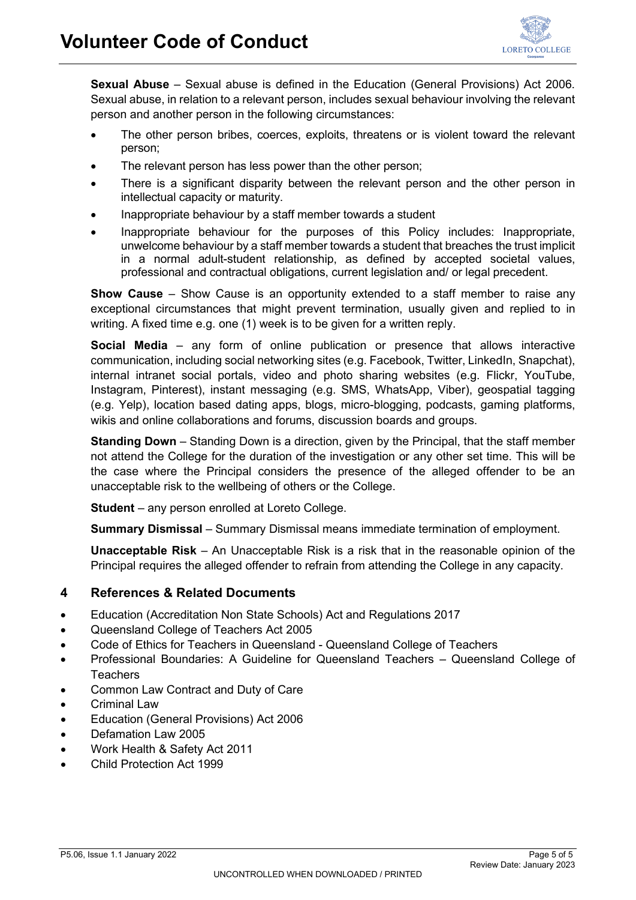**Sexual Abuse** – Sexual abuse is defined in the Education (General Provisions) Act 2006. Sexual abuse, in relation to a relevant person, includes sexual behaviour involving the relevant person and another person in the following circumstances:

- The other person bribes, coerces, exploits, threatens or is violent toward the relevant person;
- The relevant person has less power than the other person;
- There is a significant disparity between the relevant person and the other person in intellectual capacity or maturity.
- Inappropriate behaviour by a staff member towards a student
- Inappropriate behaviour for the purposes of this Policy includes: Inappropriate, unwelcome behaviour by a staff member towards a student that breaches the trust implicit in a normal adult-student relationship, as defined by accepted societal values, professional and contractual obligations, current legislation and/ or legal precedent.

**Show Cause** – Show Cause is an opportunity extended to a staff member to raise any exceptional circumstances that might prevent termination, usually given and replied to in writing. A fixed time e.g. one (1) week is to be given for a written reply.

**Social Media** – any form of online publication or presence that allows interactive communication, including social networking sites (e.g. Facebook, Twitter, LinkedIn, Snapchat), internal intranet social portals, video and photo sharing websites (e.g. Flickr, YouTube, Instagram, Pinterest), instant messaging (e.g. SMS, WhatsApp, Viber), geospatial tagging (e.g. Yelp), location based dating apps, blogs, micro-blogging, podcasts, gaming platforms, wikis and online collaborations and forums, discussion boards and groups.

**Standing Down** – Standing Down is a direction, given by the Principal, that the staff member not attend the College for the duration of the investigation or any other set time. This will be the case where the Principal considers the presence of the alleged offender to be an unacceptable risk to the wellbeing of others or the College.

**Student** – any person enrolled at Loreto College.

**Summary Dismissal** – Summary Dismissal means immediate termination of employment.

**Unacceptable Risk** – An Unacceptable Risk is a risk that in the reasonable opinion of the Principal requires the alleged offender to refrain from attending the College in any capacity.

## 4 References & Related Documents

- Education (Accreditation Non State Schools) Act and Regulations 2017
- Queensland College of Teachers Act 2005
- Code of Ethics for Teachers in Queensland - Queensland College of Teachers
- Professional Boundaries: A Guideline for Queensland Teachers – Queensland College of Teachers
- Common Law Contract and Duty of Care
- Criminal Law
- Education (General Provisions) Act 2006
- Defamation Law 2005
- Work Health & Safety Act 2011
- Child Protection Act 1999